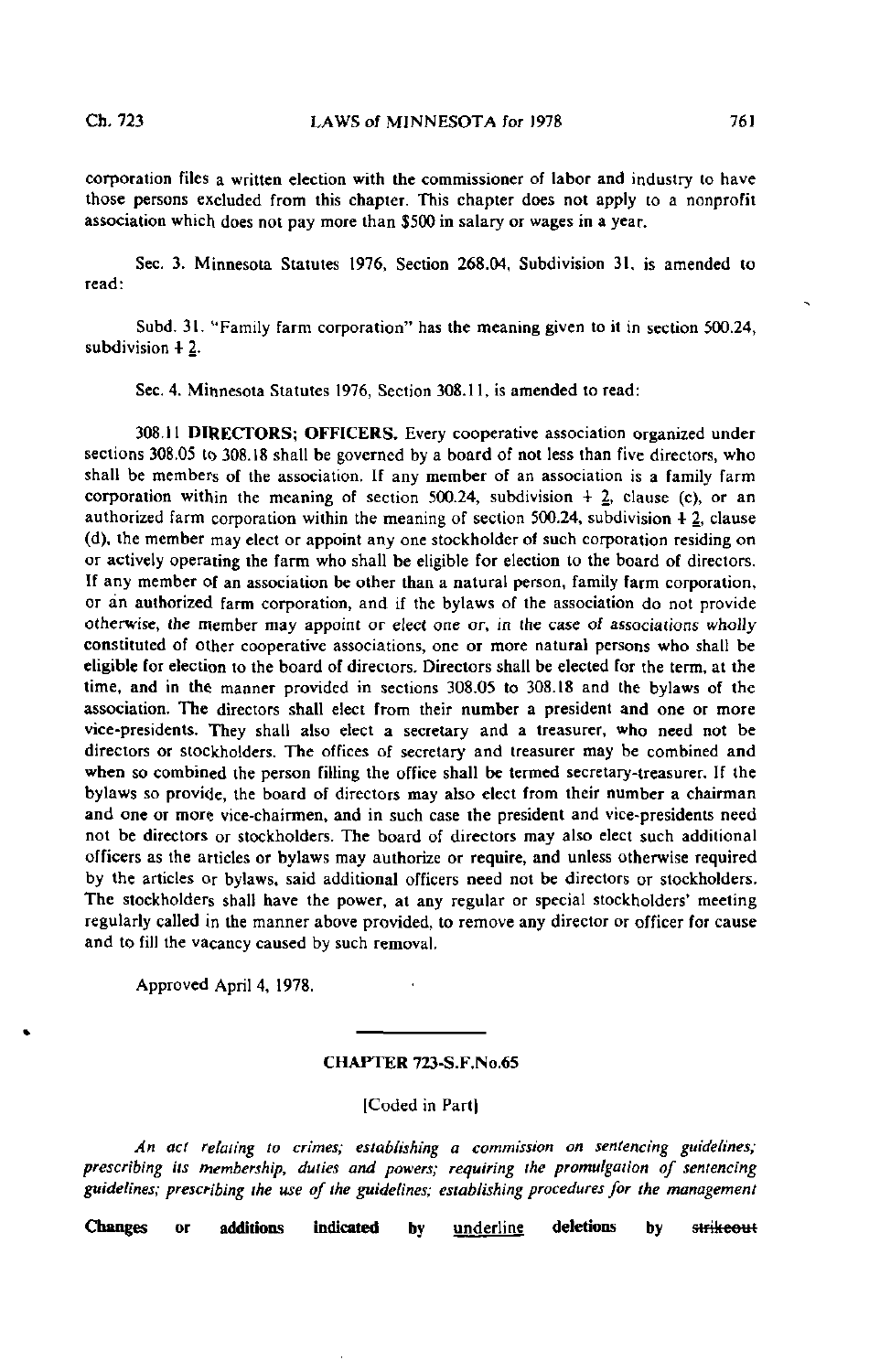corporation files a written election with the commissioner of labor and industry to have those persons excluded from this chapter. This chapter does not apply to a nonprofit association which does not pay more than $500 in salary or wages in a year.

Sec. 3. Minnesota Statutes 1976, Section 268.04, Subdivision 31, is amended to read:

Subd. 31. "Family farm corporation" has the meaning given to it in section 500.24, subdivision ~~1~~ 2.

Sec. 4. Minnesota Statutes 1976, Section 308.11, is amended to read:

308.11 **DIRECTORS; OFFICERS.** Every cooperative association organized under sections 308.05 to 308.18 shall be governed by a board of not less than five directors, who shall be members of the association. If any member of an association is a family farm corporation within the meaning of section 500.24, subdivision ~~1~~ 2, clause (c), or an authorized farm corporation within the meaning of section 500.24, subdivision ~~1~~ 2, clause (d), the member may elect or appoint any one stockholder of such corporation residing on or actively operating the farm who shall be eligible for election to the board of directors. If any member of an association be other than a natural person, family farm corporation, or an authorized farm corporation, and if the bylaws of the association do not provide otherwise, the member may appoint or elect one or, in the case of associations wholly constituted of other cooperative associations, one or more natural persons who shall be eligible for election to the board of directors. Directors shall be elected for the term, at the time, and in the manner provided in sections 308.05 to 308.18 and the bylaws of the association. The directors shall elect from their number a president and one or more vice-presidents. They shall also elect a secretary and a treasurer, who need not be directors or stockholders. The offices of secretary and treasurer may be combined and when so combined the person filling the office shall be termed secretary-treasurer. If the bylaws so provide, the board of directors may also elect from their number a chairman and one or more vice-chairmen, and in such case the president and vice-presidents need not be directors or stockholders. The board of directors may also elect such additional officers as the articles or bylaws may authorize or require, and unless otherwise required by the articles or bylaws, said additional officers need not be directors or stockholders. The stockholders shall have the power, at any regular or special stockholders' meeting regularly called in the manner above provided, to remove any director or officer for cause and to fill the vacancy caused by such removal.

Approved April 4, 1978.

---

## CHAPTER 723-S.F.No.65

[Coded in Part]

*An act relating to crimes; establishing a commission on sentencing guidelines; prescribing its membership, duties and powers; requiring the promulgation of sentencing guidelines; prescribing the use of the guidelines; establishing procedures for the management*

**Changes or additions indicated by** underline **deletions by** ~~strikeout~~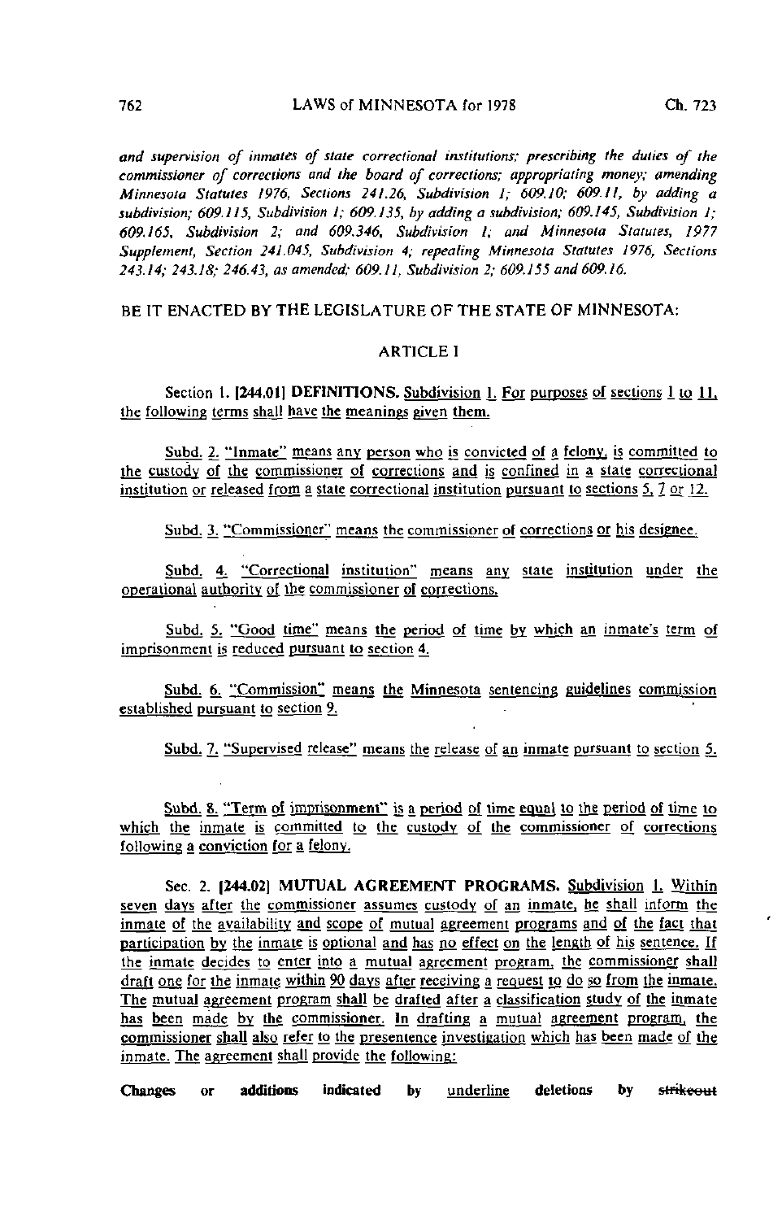*and supervision of inmates of state correctional institutions; prescribing the duties of the commissioner of corrections and the board of corrections; appropriating money; amending Minnesota Statutes 1976, Sections 241.26, Subdivision 1; 609.10; 609.11, by adding a subdivision; 609.115, Subdivision 1; 609.135, by adding a subdivision; 609.145, Subdivision 1; 609.165, Subdivision 2; and 609.346, Subdivision 1; and Minnesota Statutes, 1977 Supplement, Section 241.045, Subdivision 4; repealing Minnesota Statutes 1976, Sections 243.14; 243.18; 246.43, as amended; 609.11, Subdivision 2; 609.155 and 609.16.*

BE IT ENACTED BY THE LEGISLATURE OF THE STATE OF MINNESOTA:

## ARTICLE 1

Section 1. [244.01] **DEFINITIONS.** Subdivision 1. For purposes of sections 1 to 11, the following terms shall have the meanings given them.

Subd. 2. "Inmate" means any person who is convicted of a felony, is committed to the custody of the commissioner of corrections and is confined in a state correctional institution or released from a state correctional institution pursuant to sections 5, 7 or 12.

Subd. 3. "Commissioner" means the commissioner of corrections or his designee.

Subd. 4. "Correctional institution" means any state institution under the operational authority of the commissioner of corrections.

Subd. 5. "Good time" means the period of time by which an inmate's term of imprisonment is reduced pursuant to section 4.

Subd. 6. "Commission" means the Minnesota sentencing guidelines commission established pursuant to section 9.

Subd. 7. "Supervised release" means the release of an inmate pursuant to section 5.

Subd. 8. "Term of imprisonment" is a period of time equal to the period of time to which the inmate is committed to the custody of the commissioner of corrections following a conviction for a felony.

Sec. 2. [244.02] **MUTUAL AGREEMENT PROGRAMS.** Subdivision 1. Within seven days after the commissioner assumes custody of an inmate, he shall inform the inmate of the availability and scope of mutual agreement programs and of the fact that participation by the inmate is optional and has no effect on the length of his sentence. If the inmate decides to enter into a mutual agreement program, the commissioner shall draft one for the inmate within 90 days after receiving a request to do so from the inmate. The mutual agreement program shall be drafted after a classification study of the inmate has been made by the commissioner. In drafting a mutual agreement program, the commissioner shall also refer to the presentence investigation which has been made of the inmate. The agreement shall provide the following:

**Changes or additions indicated by** underline **deletions by** ~~strikeout~~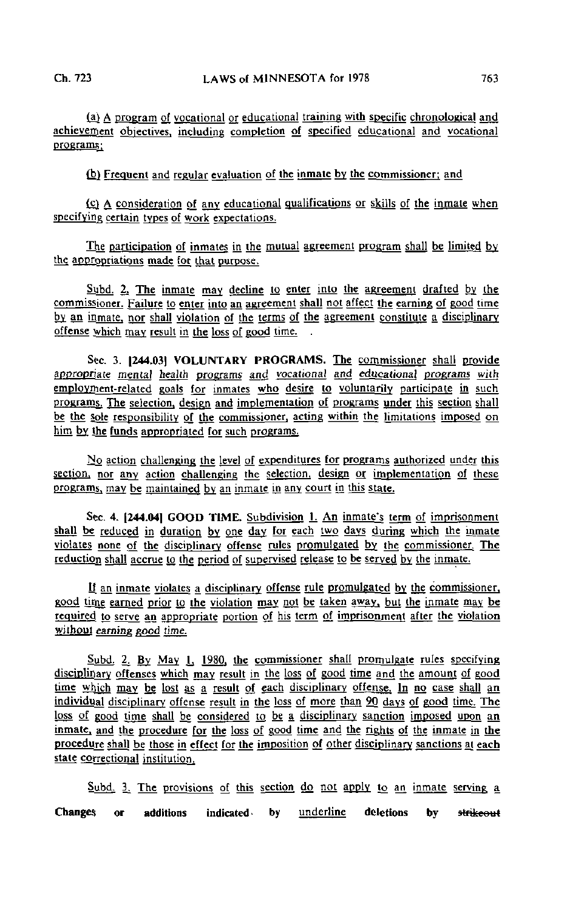(a) A program of vocational or educational training with specific chronological and achievement objectives, including completion of specified educational and vocational programs;

(b) Frequent and regular evaluation of the inmate by the commissioner; and

(c) A consideration of any educational qualifications or skills of the inmate when specifying certain types of work expectations.

The participation of inmates in the mutual agreement program shall be limited by the appropriations made for that purpose.

Subd. 2. The inmate may decline to enter into the agreement drafted by the commissioner. Failure to enter into an agreement shall not affect the earning of good time by an inmate, nor shall violation of the terms of the agreement constitute a disciplinary offense which may result in the loss of good time.

Sec. 3. [244.03] VOLUNTARY PROGRAMS. The commissioner shall provide appropriate mental health programs and vocational and educational programs with employment-related goals for inmates who desire to voluntarily participate in such programs. The selection, design and implementation of programs under this section shall be the sole responsibility of the commissioner, acting within the limitations imposed on him by the funds appropriated for such programs.

No action challenging the level of expenditures for programs authorized under this section, nor any action challenging the selection, design or implementation of these programs, may be maintained by an inmate in any court in this state.

Sec. 4. [244.04] GOOD TIME. Subdivision 1. An inmate's term of imprisonment shall be reduced in duration by one day for each two days during which the inmate violates none of the disciplinary offense rules promulgated by the commissioner. The reduction shall accrue to the period of supervised release to be served by the inmate.

If an inmate violates a disciplinary offense rule promulgated by the commissioner, good time earned prior to the violation may not be taken away, but the inmate may be required to serve an appropriate portion of his term of imprisonment after the violation without earning good time.

Subd. 2. By May 1, 1980, the commissioner shall promulgate rules specifying disciplinary offenses which may result in the loss of good time and the amount of good time which may be lost as a result of each disciplinary offense. In no case shall an individual disciplinary offense result in the loss of more than 90 days of good time. The loss of good time shall be considered to be a disciplinary sanction imposed upon an inmate, and the procedure for the loss of good time and the rights of the inmate in the procedure shall be those in effect for the imposition of other disciplinary sanctions at each state correctional institution.

Subd. 3. The provisions of this section do not apply to an inmate serving a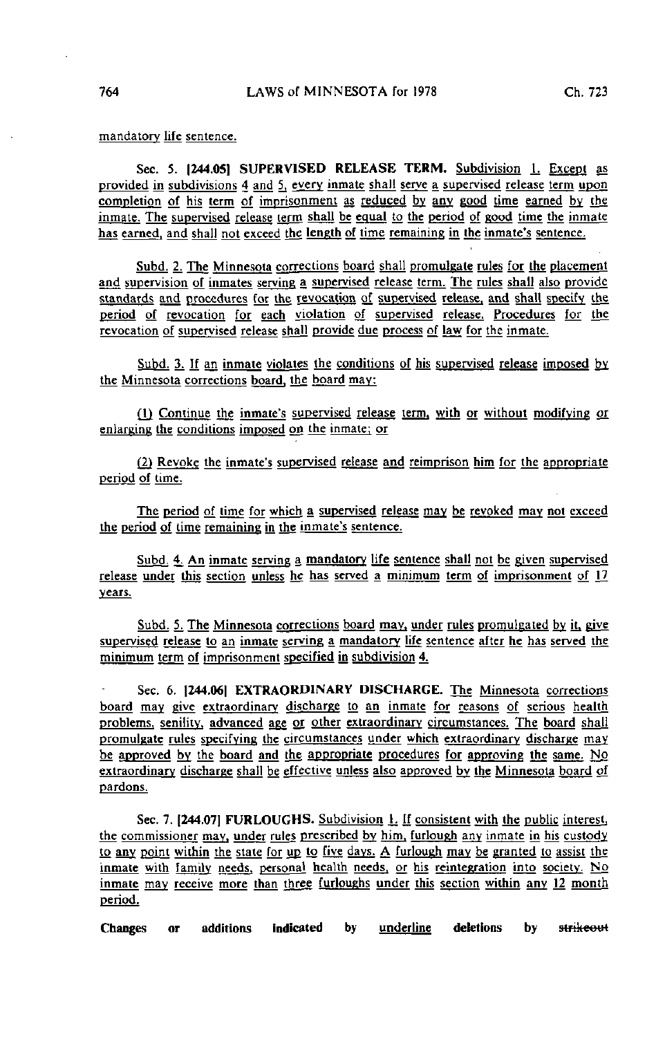mandatory life sentence.

Sec. 5. [244.05] SUPERVISED RELEASE TERM. Subdivision 1. Except as provided in subdivisions 4 and 5, every inmate shall serve a supervised release term upon completion of his term of imprisonment as reduced by any good time earned by the inmate. The supervised release term shall be equal to the period of good time the inmate has earned, and shall not exceed the length of time remaining in the inmate's sentence.

Subd. 2. The Minnesota corrections board shall promulgate rules for the placement and supervision of inmates serving a supervised release term. The rules shall also provide standards and procedures for the revocation of supervised release, and shall specify the period of revocation for each violation of supervised release. Procedures for the revocation of supervised release shall provide due process of law for the inmate.

Subd. 3. If an inmate violates the conditions of his supervised release imposed by the Minnesota corrections board, the board may:

(1) Continue the inmate's supervised release term, with or without modifying or enlarging the conditions imposed on the inmate; or

(2) Revoke the inmate's supervised release and reimprison him for the appropriate period of time.

The period of time for which a supervised release may be revoked may not exceed the period of time remaining in the inmate's sentence.

Subd. 4. An inmate serving a mandatory life sentence shall not be given supervised release under this section unless he has served a minimum term of imprisonment of 17 years.

Subd. 5. The Minnesota corrections board may, under rules promulgated by it, give supervised release to an inmate serving a mandatory life sentence after he has served the minimum term of imprisonment specified in subdivision 4.

Sec. 6. [244.06] EXTRAORDINARY DISCHARGE. The Minnesota corrections board may give extraordinary discharge to an inmate for reasons of serious health problems, senility, advanced age or other extraordinary circumstances. The board shall promulgate rules specifying the circumstances under which extraordinary discharge may be approved by the board and the appropriate procedures for approving the same. No extraordinary discharge shall be effective unless also approved by the Minnesota board of pardons.

Sec. 7. [244.07] FURLOUGHS. Subdivision 1. If consistent with the public interest, the commissioner may, under rules prescribed by him, furlough any inmate in his custody to any point within the state for up to five days. A furlough may be granted to assist the inmate with family needs, personal health needs, or his reintegration into society. No inmate may receive more than three furloughs under this section within any 12 month period.

Changes or additions indicated by underline deletions by ~~strikeout~~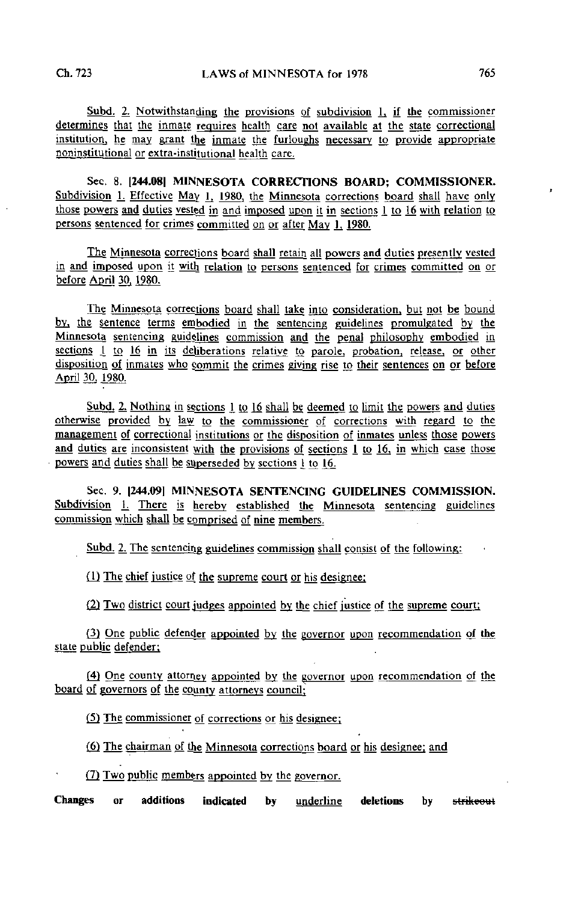Subd. 2. Notwithstanding the provisions of subdivision 1, if the commissioner determines that the inmate requires health care not available at the state correctional institution, he may grant the inmate the furloughs necessary to provide appropriate noninstitutional or extra-institutional health care.

Sec. 8. **[244.08] MINNESOTA CORRECTIONS BOARD; COMMISSIONER.** Subdivision 1. Effective May 1, 1980, the Minnesota corrections board shall have only those powers and duties vested in and imposed upon it in sections 1 to 16 with relation to persons sentenced for crimes committed on or after May 1, 1980.

The Minnesota corrections board shall retain all powers and duties presently vested in and imposed upon it with relation to persons sentenced for crimes committed on or before April 30, 1980.

The Minnesota corrections board shall take into consideration, but not be bound by, the sentence terms embodied in the sentencing guidelines promulgated by the Minnesota sentencing guidelines commission and the penal philosophy embodied in sections 1 to 16 in its deliberations relative to parole, probation, release, or other disposition of inmates who commit the crimes giving rise to their sentences on or before April 30, 1980.

Subd. 2. Nothing in sections 1 to 16 shall be deemed to limit the powers and duties otherwise provided by law to the commissioner of corrections with regard to the management of correctional institutions or the disposition of inmates unless those powers and duties are inconsistent with the provisions of sections 1 to 16, in which case those powers and duties shall be superseded by sections 1 to 16.

Sec. 9. **[244.09] MINNESOTA SENTENCING GUIDELINES COMMISSION.** Subdivision 1. There is hereby established the Minnesota sentencing guidelines commission which shall be comprised of nine members.

Subd. 2. The sentencing guidelines commission shall consist of the following:

(1) The chief justice of the supreme court or his designee;

(2) Two district court judges appointed by the chief justice of the supreme court;

(3) One public defender appointed by the governor upon recommendation of the state public defender;

(4) One county attorney appointed by the governor upon recommendation of the board of governors of the county attorneys council;

(5) The commissioner of corrections or his designee;

(6) The chairman of the Minnesota corrections board or his designee; and

(7) Two public members appointed by the governor.

**Changes or additions indicated by underline deletions by ~~strikeout~~**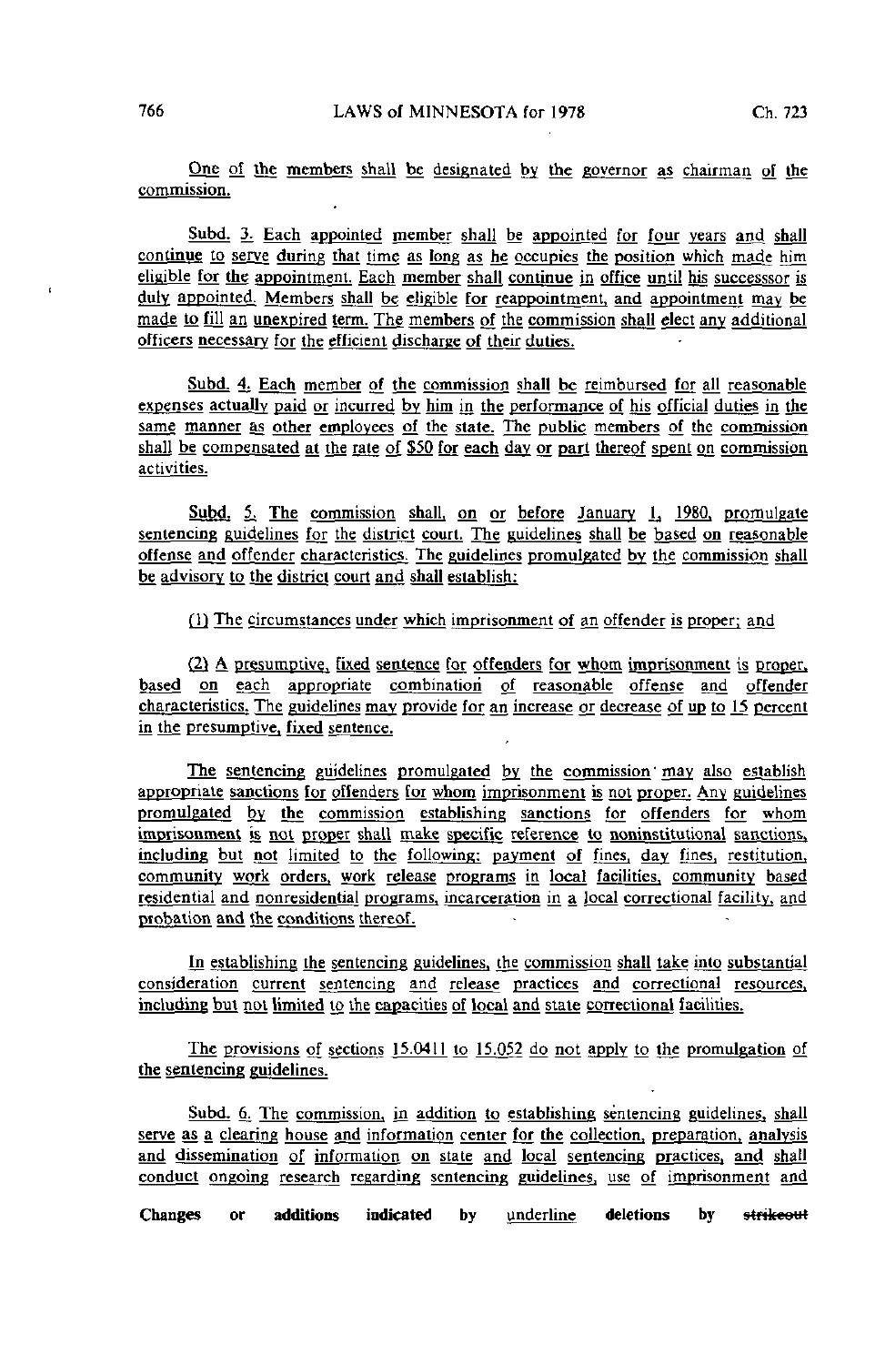One of the members shall be designated by the governor as chairman of the commission.

Subd. 3. Each appointed member shall be appointed for four years and shall continue to serve during that time as long as he occupies the position which made him eligible for the appointment. Each member shall continue in office until his successsor is duly appointed. Members shall be eligible for reappointment, and appointment may be made to fill an unexpired term. The members of the commission shall elect any additional officers necessary for the efficient discharge of their duties.

Subd. 4. Each member of the commission shall be reimbursed for all reasonable expenses actually paid or incurred by him in the performance of his official duties in the same manner as other employees of the state. The public members of the commission shall be compensated at the rate of $50 for each day or part thereof spent on commission activities.

Subd. 5. The commission shall, on or before January 1, 1980, promulgate sentencing guidelines for the district court. The guidelines shall be based on reasonable offense and offender characteristics. The guidelines promulgated by the commission shall be advisory to the district court and shall establish:

(1) The circumstances under which imprisonment of an offender is proper; and

(2) A presumptive, fixed sentence for offenders for whom imprisonment is proper, based on each appropriate combination of reasonable offense and offender characteristics. The guidelines may provide for an increase or decrease of up to 15 percent in the presumptive, fixed sentence.

The sentencing guidelines promulgated by the commission may also establish appropriate sanctions for offenders for whom imprisonment is not proper. Any guidelines promulgated by the commission establishing sanctions for offenders for whom imprisonment is not proper shall make specific reference to noninstitutional sanctions, including but not limited to the following: payment of fines, day fines, restitution, community work orders, work release programs in local facilities, community based residential and nonresidential programs, incarceration in a local correctional facility, and probation and the conditions thereof.

In establishing the sentencing guidelines, the commission shall take into substantial consideration current sentencing and release practices and correctional resources, including but not limited to the capacities of local and state correctional facilities.

The provisions of sections 15.0411 to 15.052 do not apply to the promulgation of the sentencing guidelines.

Subd. 6. The commission, in addition to establishing sentencing guidelines, shall serve as a clearing house and information center for the collection, preparation, analysis and dissemination of information on state and local sentencing practices, and shall conduct ongoing research regarding sentencing guidelines, use of imprisonment and

**Changes or additions indicated by underline deletions by ~~strikeout~~**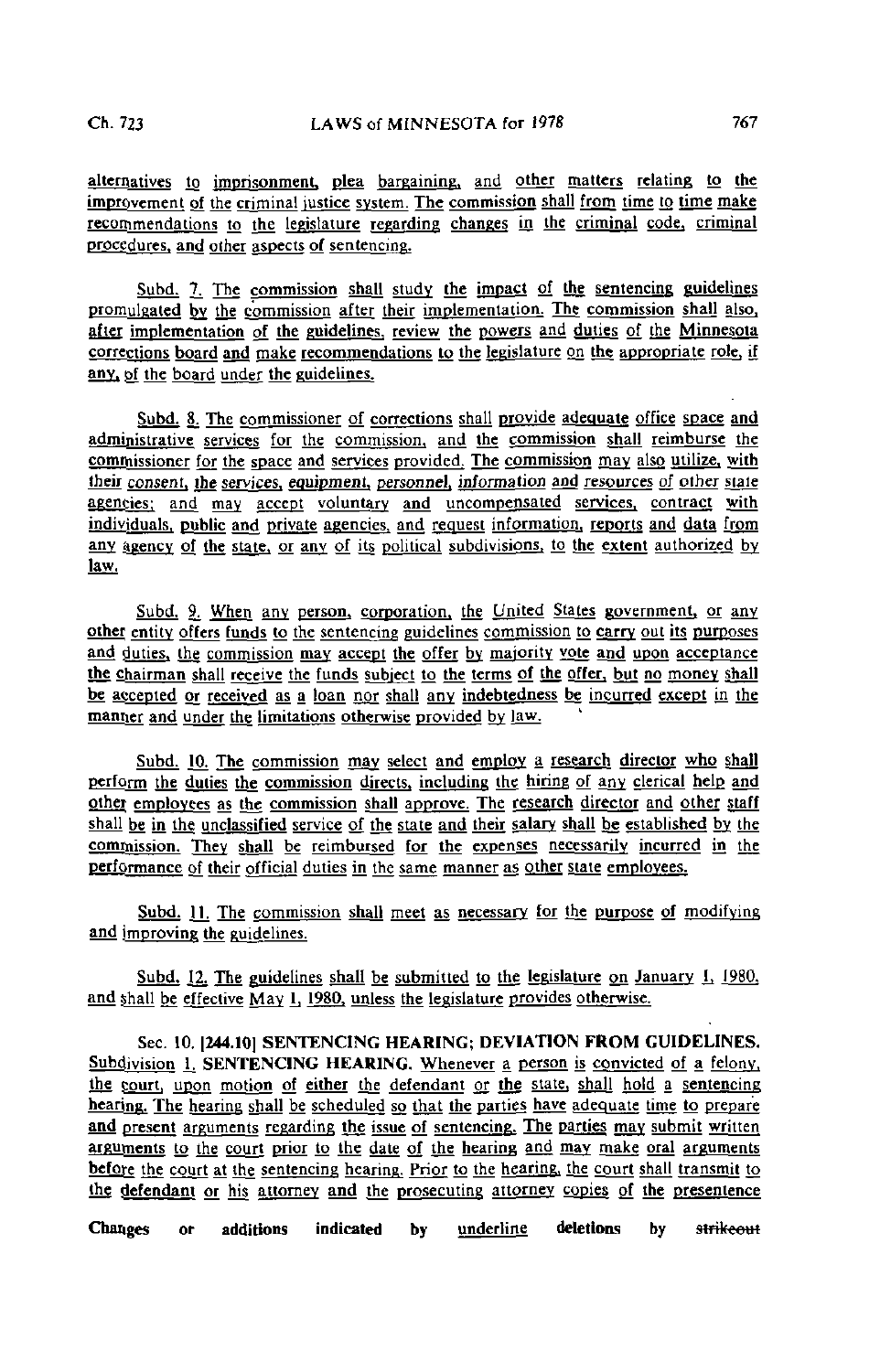alternatives to imprisonment, plea bargaining, and other matters relating to the improvement of the criminal justice system. The commission shall from time to time make recommendations to the legislature regarding changes in the criminal code, criminal procedures, and other aspects of sentencing.

Subd. 7. The commission shall study the impact of the sentencing guidelines promulgated by the commission after their implementation. The commission shall also, after implementation of the guidelines, review the powers and duties of the Minnesota corrections board and make recommendations to the legislature on the appropriate role, if any, of the board under the guidelines.

Subd. 8. The commissioner of corrections shall provide adequate office space and administrative services for the commission, and the commission shall reimburse the commissioner for the space and services provided. The commission may also utilize, with their consent, the services, equipment, personnel, information and resources of other state agencies; and may accept voluntary and uncompensated services, contract with individuals, public and private agencies, and request information, reports and data from any agency of the state, or any of its political subdivisions, to the extent authorized by law.

Subd. 9. When any person, corporation, the United States government, or any other entity offers funds to the sentencing guidelines commission to carry out its purposes and duties, the commission may accept the offer by majority vote and upon acceptance the chairman shall receive the funds subject to the terms of the offer, but no money shall be accepted or received as a loan nor shall any indebtedness be incurred except in the manner and under the limitations otherwise provided by law.

Subd. 10. The commission may select and employ a research director who shall perform the duties the commission directs, including the hiring of any clerical help and other employees as the commission shall approve. The research director and other staff shall be in the unclassified service of the state and their salary shall be established by the commission. They shall be reimbursed for the expenses necessarily incurred in the performance of their official duties in the same manner as other state employees.

Subd. 11. The commission shall meet as necessary for the purpose of modifying and improving the guidelines.

Subd. 12. The guidelines shall be submitted to the legislature on January 1, 1980, and shall be effective May 1, 1980, unless the legislature provides otherwise.

Sec. 10. [244.10] SENTENCING HEARING; DEVIATION FROM GUIDELINES. Subdivision 1. SENTENCING HEARING. Whenever a person is convicted of a felony, the court, upon motion of either the defendant or the state, shall hold a sentencing hearing. The hearing shall be scheduled so that the parties have adequate time to prepare and present arguments regarding the issue of sentencing. The parties may submit written arguments to the court prior to the date of the hearing and may make oral arguments before the court at the sentencing hearing. Prior to the hearing, the court shall transmit to the defendant or his attorney and the prosecuting attorney copies of the presentence

Changes or additions indicated by underline deletions by ~~strikeout~~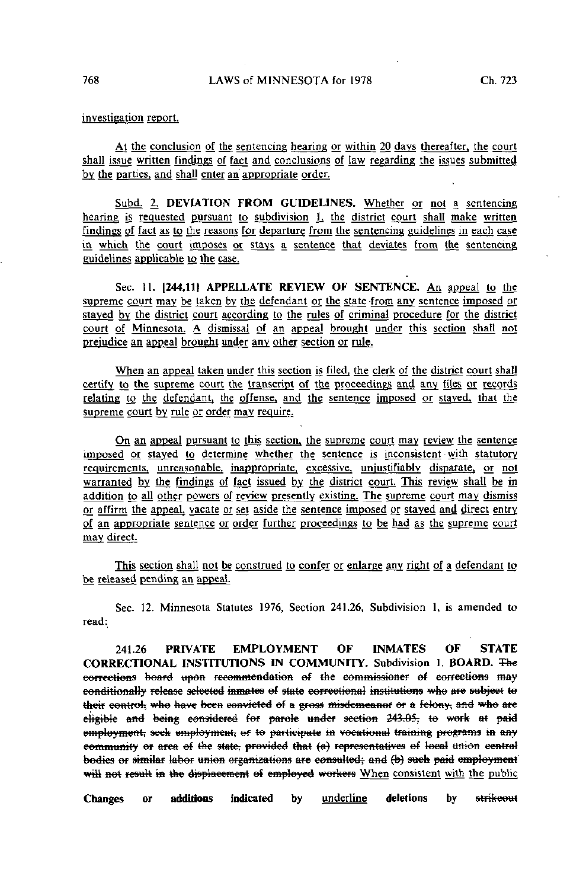investigation report.

At the conclusion of the sentencing hearing or within 20 days thereafter, the court shall issue written findings of fact and conclusions of law regarding the issues submitted by the parties, and shall enter an appropriate order.

Subd. 2. **DEVIATION FROM GUIDELINES.** Whether or not a sentencing hearing is requested pursuant to subdivision 1, the district court shall make written findings of fact as to the reasons for departure from the sentencing guidelines in each case in which the court imposes or stays a sentence that deviates from the sentencing guidelines applicable to the case.

Sec. 11. [244.11] **APPELLATE REVIEW OF SENTENCE.** An appeal to the supreme court may be taken by the defendant or the state from any sentence imposed or stayed by the district court according to the rules of criminal procedure for the district court of Minnesota. A dismissal of an appeal brought under this section shall not prejudice an appeal brought under any other section or rule.

When an appeal taken under this section is filed, the clerk of the district court shall certify to the supreme court the transcript of the proceedings and any files or records relating to the defendant, the offense, and the sentence imposed or stayed, that the supreme court by rule or order may require.

On an appeal pursuant to this section, the supreme court may review the sentence imposed or stayed to determine whether the sentence is inconsistent with statutory requirements, unreasonable, inappropriate, excessive, unjustifiably disparate, or not warranted by the findings of fact issued by the district court. This review shall be in addition to all other powers of review presently existing. The supreme court may dismiss or affirm the appeal, vacate or set aside the sentence imposed or stayed and direct entry of an appropriate sentence or order further proceedings to be had as the supreme court may direct.

This section shall not be construed to confer or enlarge any right of a defendant to be released pending an appeal.

Sec. 12. Minnesota Statutes 1976, Section 241.26, Subdivision 1, is amended to read:

241.26 **PRIVATE EMPLOYMENT OF INMATES OF STATE CORRECTIONAL INSTITUTIONS IN COMMUNITY.** Subdivision 1. **BOARD.** ~~The corrections board upon recommendation of the commissioner of corrections may conditionally release selected inmates of state correctional institutions who are subject to their control, who have been convicted of a gross misdemeanor or a felony, and who are eligible and being considered for parole under section 243.05, to work at paid employment, seek employment, or to participate in vocational training programs in any community or area of the state, provided that (a) representatives of local union central bodies or similar labor union organizations are consulted; and (b) such paid employment will not result in the displacement of employed workers~~ When consistent with the public

Changes or additions indicated by underline deletions by ~~strikeout~~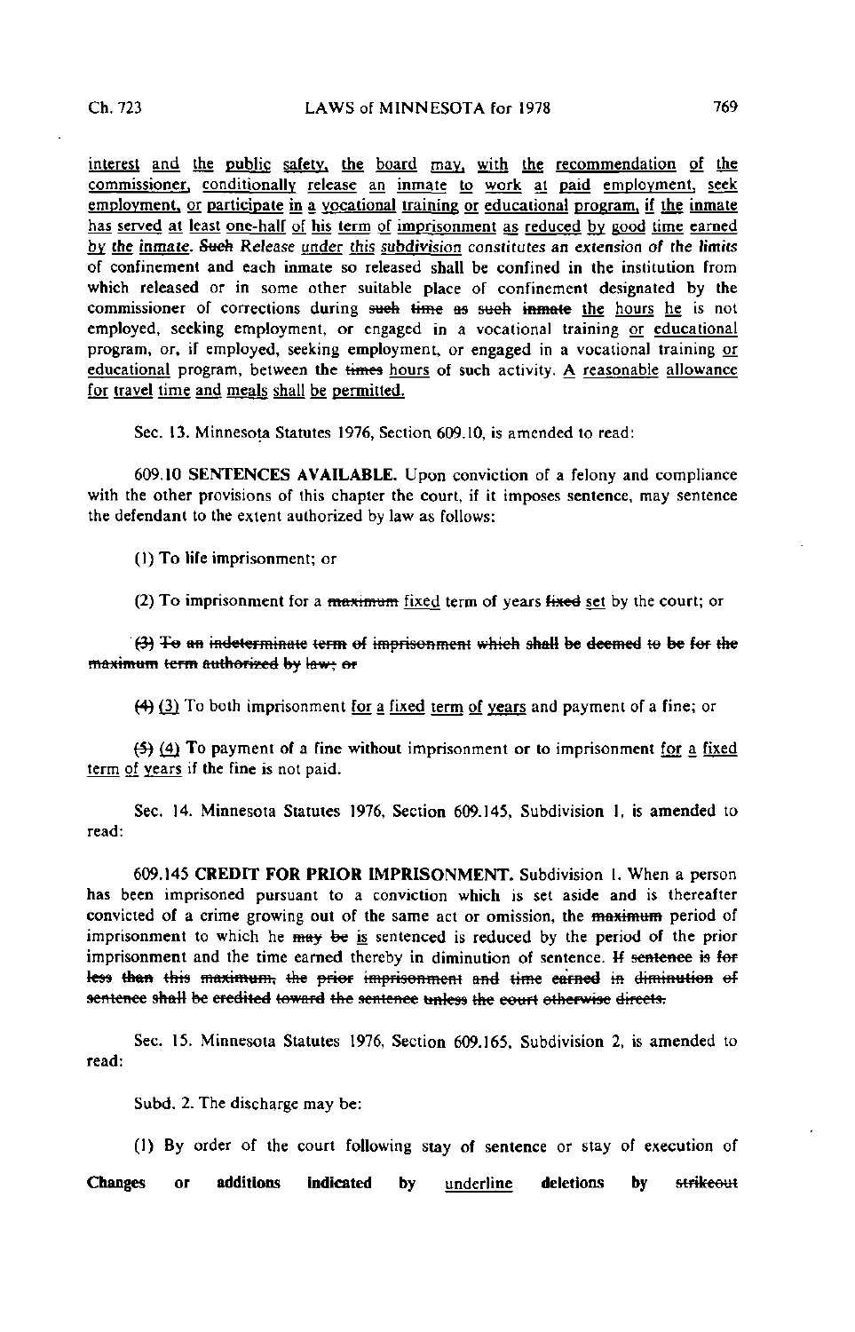<u>interest and the public safety, the board may, with the recommendation of the commissioner, conditionally release an inmate to work at paid employment, seek employment, or participate in a vocational training or educational program, if the inmate has served at least one-half of his term of imprisonment as reduced by good time earned by the inmate.</u> ~~Such~~ Release <u>under this subdivision</u> constitutes an extension of the limits of confinement and each inmate so released shall be confined in the institution from which released or in some other suitable place of confinement designated by the commissioner of corrections during ~~such time as such inmate~~ <u>the hours he</u> is not employed, seeking employment, or engaged in a vocational training <u>or educational</u> program, or, if employed, seeking employment, or engaged in a vocational training <u>or educational</u> program, between the ~~times~~ <u>hours</u> of such activity. <u>A reasonable allowance for travel time and meals shall be permitted.</u>

Sec. 13. Minnesota Statutes 1976, Section 609.10, is amended to read:

609.10 **SENTENCES AVAILABLE.** Upon conviction of a felony and compliance with the other provisions of this chapter the court, if it imposes sentence, may sentence the defendant to the extent authorized by law as follows:

(1) To life imprisonment; or

(2) To imprisonment for a ~~maximum~~ <u>fixed</u> term of years ~~fixed~~ <u>set</u> by the court; or

~~(3) To an indeterminate term of imprisonment which shall be deemed to be for the maximum term authorized by law; or~~

~~(4)~~ <u>(3)</u> To both imprisonment <u>for a fixed term of years</u> and payment of a fine; or

~~(5)~~ <u>(4)</u> To payment of a fine without imprisonment or to imprisonment <u>for a fixed term of years</u> if the fine is not paid.

Sec. 14. Minnesota Statutes 1976, Section 609.145, Subdivision 1, is amended to read:

609.145 **CREDIT FOR PRIOR IMPRISONMENT.** Subdivision 1. When a person has been imprisoned pursuant to a conviction which is set aside and is thereafter convicted of a crime growing out of the same act or omission, the ~~maximum~~ period of imprisonment to which he ~~may be~~ <u>is</u> sentenced is reduced by the period of the prior imprisonment and the time earned thereby in diminution of sentence. ~~If sentence is for less than this maximum, the prior imprisonment and time earned in diminution of sentence shall be credited toward the sentence unless the court otherwise directs.~~

Sec. 15. Minnesota Statutes 1976, Section 609.165, Subdivision 2, is amended to read:

Subd. 2. The discharge may be:

(1) By order of the court following stay of sentence or stay of execution of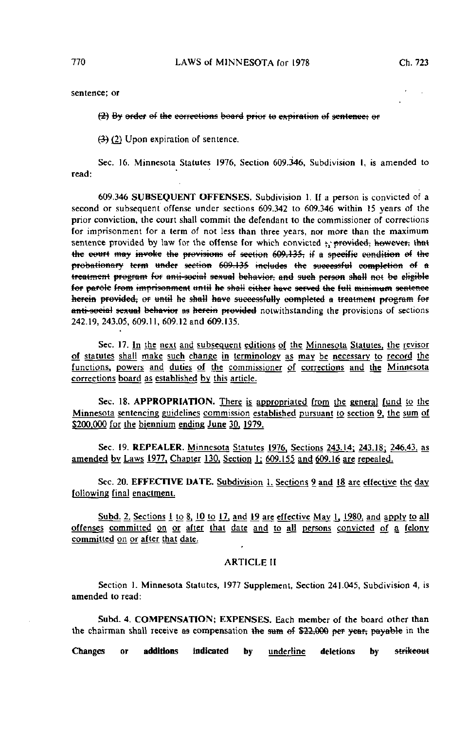sentence; or

~~(2) By order of the corrections board prior to expiration of sentence; or~~

~~(3)~~ (2) Upon expiration of sentence.

Sec. 16. Minnesota Statutes 1976, Section 609.346, Subdivision 1, is amended to read:

609.346 **SUBSEQUENT OFFENSES.** Subdivision 1. If a person is convicted of a second or subsequent offense under sections 609.342 to 609.346 within 15 years of the prior conviction, the court shall commit the defendant to the commissioner of corrections for imprisonment for a term of not less than three years, nor more than the maximum sentence provided by law for the offense for which convicted ~~;~~, ~~provided, however, that the court may invoke the provisions of section 609.135, if a specific condition of the probationary term under section 609.135 includes the successful completion of a treatment program for anti-social sexual behavior, and such person shall not be eligible for parole from imprisonment until he shall either have served the full minimum sentence herein provided, or until he shall have successfully completed a treatment program for anti-social sexual behavior as herein provided~~ notwithstanding the provisions of sections 242.19, 243.05, 609.11, 609.12 and 609.135.

Sec. 17. <u>In the next and subsequent editions of the Minnesota Statutes, the revisor of statutes shall make such change in terminology as may be necessary to record the functions, powers and duties of the commissioner of corrections and the Minnesota corrections board as established by this article.</u>

Sec. 18. **APPROPRIATION.** <u>There is appropriated from the general fund to the Minnesota sentencing guidelines commission established pursuant to section 9, the sum of $200,000 for the biennium ending June 30, 1979.</u>

Sec. 19. **REPEALER.** <u>Minnesota Statutes 1976, Sections 243.14; 243.18; 246.43, as amended by Laws 1977, Chapter 130, Section 1; 609.155 and 609.16 are repealed.</u>

Sec. 20. **EFFECTIVE DATE.** <u>Subdivision 1. Sections 9 and 18 are effective the day following final enactment.</u>

<u>Subd. 2. Sections 1 to 8, 10 to 17, and 19 are effective May 1, 1980, and apply to all offenses committed on or after that date and to all persons convicted of a felony committed on or after that date.</u>

## ARTICLE II

Section 1. Minnesota Statutes, 1977 Supplement, Section 241.045, Subdivision 4, is amended to read:

Subd. 4. **COMPENSATION; EXPENSES.** Each member of the board other than the chairman shall receive ~~as~~ compensation ~~the sum of $22,000 per year, payable~~ in the

**Changes or additions indicated by <u>underline</u> deletions by ~~strikeout~~**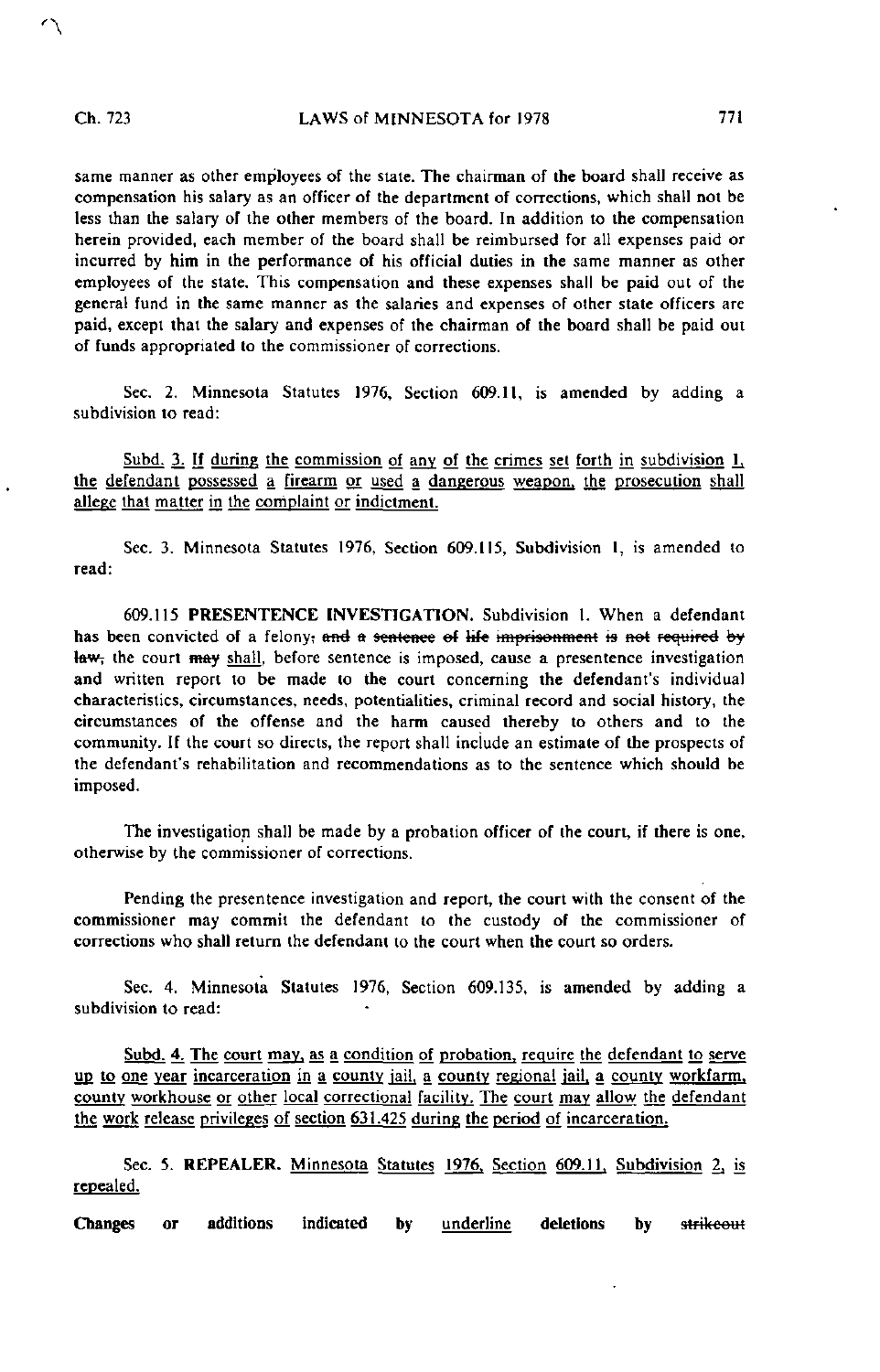same manner as other employees of the state. The chairman of the board shall receive as compensation his salary as an officer of the department of corrections, which shall not be less than the salary of the other members of the board. In addition to the compensation herein provided, each member of the board shall be reimbursed for all expenses paid or incurred by him in the performance of his official duties in the same manner as other employees of the state. This compensation and these expenses shall be paid out of the general fund in the same manner as the salaries and expenses of other state officers are paid, except that the salary and expenses of the chairman of the board shall be paid out of funds appropriated to the commissioner of corrections.

Sec. 2. Minnesota Statutes 1976, Section 609.11, is amended by adding a subdivision to read:

<u>Subd. 3. If during the commission of any of the crimes set forth in subdivision 1, the defendant possessed a firearm or used a dangerous weapon, the prosecution shall allege that matter in the complaint or indictment.</u>

Sec. 3. Minnesota Statutes 1976, Section 609.115, Subdivision 1, is amended to read:

609.115 **PRESENTENCE INVESTIGATION.** Subdivision 1. When a defendant has been convicted of a felony~~; and a sentence of life imprisonment is not required by law,~~ the court ~~may~~ <u>shall</u>, before sentence is imposed, cause a presentence investigation and written report to be made to the court concerning the defendant's individual characteristics, circumstances, needs, potentialities, criminal record and social history, the circumstances of the offense and the harm caused thereby to others and to the community. If the court so directs, the report shall include an estimate of the prospects of the defendant's rehabilitation and recommendations as to the sentence which should be imposed.

The investigation shall be made by a probation officer of the court, if there is one, otherwise by the commissioner of corrections.

Pending the presentence investigation and report, the court with the consent of the commissioner may commit the defendant to the custody of the commissioner of corrections who shall return the defendant to the court when the court so orders.

Sec. 4. Minnesota Statutes 1976, Section 609.135, is amended by adding a subdivision to read:

<u>Subd. 4. The court may, as a condition of probation, require the defendant to serve up to one year incarceration in a county jail, a county regional jail, a county workfarm, county workhouse or other local correctional facility. The court may allow the defendant the work release privileges of section 631.425 during the period of incarceration.</u>

Sec. 5. **REPEALER.** <u>Minnesota Statutes 1976, Section 609.11, Subdivision 2, is repealed.</u>

**Changes or additions indicated by** <u>underline</u> **deletions by** ~~strikeout~~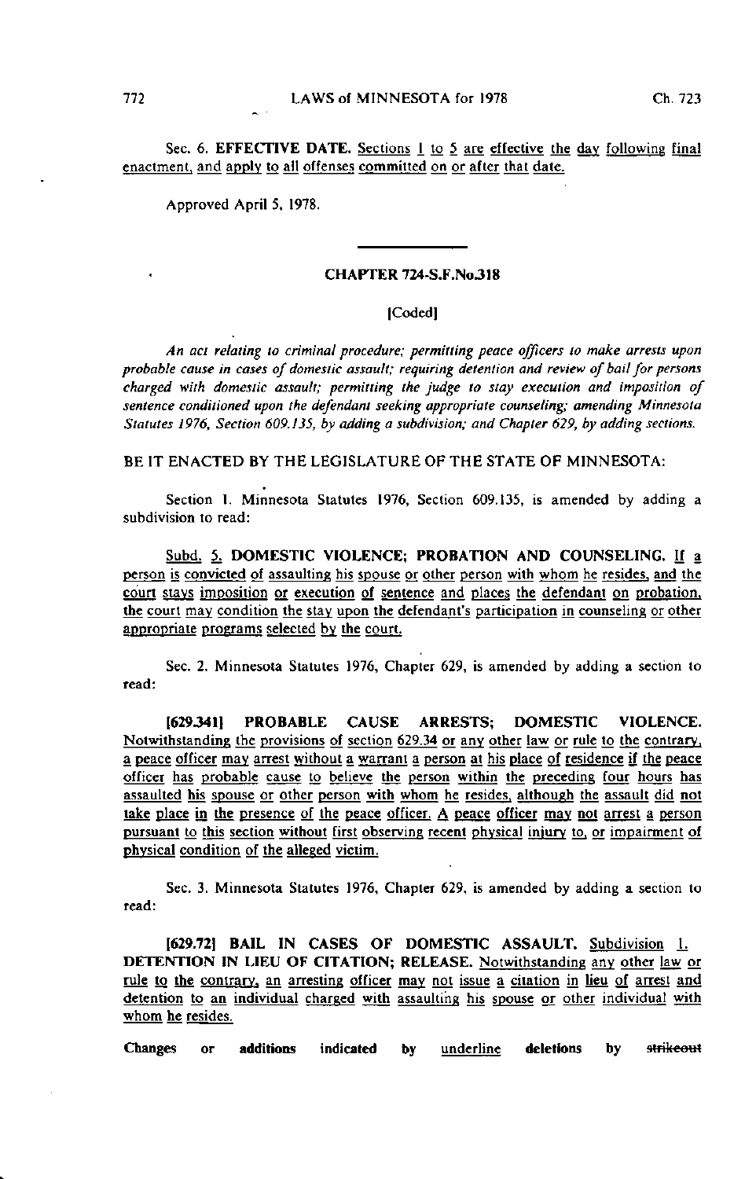Sec. 6. **EFFECTIVE DATE.** Sections 1 to 5 are effective the day following final enactment, and apply to all offenses committed on or after that date.

Approved April 5, 1978.

---

## CHAPTER 724-S.F.No.318

[Coded]

*An act relating to criminal procedure; permitting peace officers to make arrests upon probable cause in cases of domestic assault; requiring detention and review of bail for persons charged with domestic assault; permitting the judge to stay execution and imposition of sentence conditioned upon the defendant seeking appropriate counseling; amending Minnesota Statutes 1976, Section 609.135, by adding a subdivision; and Chapter 629, by adding sections.*

BE IT ENACTED BY THE LEGISLATURE OF THE STATE OF MINNESOTA:

Section 1. Minnesota Statutes 1976, Section 609.135, is amended by adding a subdivision to read:

Subd. 5. **DOMESTIC VIOLENCE; PROBATION AND COUNSELING.** If a person is convicted of assaulting his spouse or other person with whom he resides, and the court stays imposition or execution of sentence and places the defendant on probation, the court may condition the stay upon the defendant's participation in counseling or other appropriate programs selected by the court.

Sec. 2. Minnesota Statutes 1976, Chapter 629, is amended by adding a section to read:

**[629.341] PROBABLE CAUSE ARRESTS; DOMESTIC VIOLENCE.** Notwithstanding the provisions of section 629.34 or any other law or rule to the contrary, a peace officer may arrest without a warrant a person at his place of residence if the peace officer has probable cause to believe the person within the preceding four hours has assaulted his spouse or other person with whom he resides, although the assault did not take place in the presence of the peace officer. A peace officer may not arrest a person pursuant to this section without first observing recent physical injury to, or impairment of physical condition of the alleged victim.

Sec. 3. Minnesota Statutes 1976, Chapter 629, is amended by adding a section to read:

**[629.72] BAIL IN CASES OF DOMESTIC ASSAULT.** Subdivision 1. **DETENTION IN LIEU OF CITATION; RELEASE.** Notwithstanding any other law or rule to the contrary, an arresting officer may not issue a citation in lieu of arrest and detention to an individual charged with assaulting his spouse or other individual with whom he resides.

**Changes or additions indicated by** underline **deletions by** ~~strikeout~~